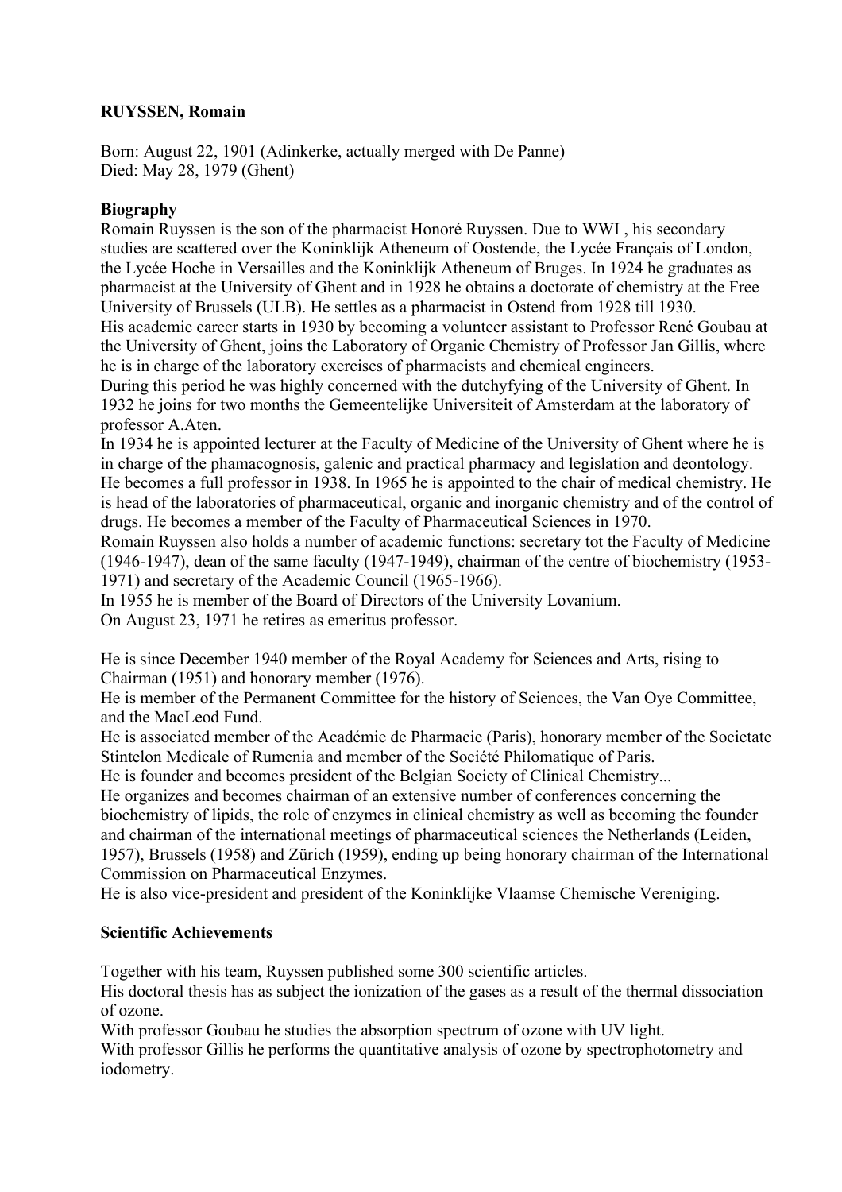**RUYSSEN, Romain**

Born: August 22, 1901 (Adinkerke, actually merged with De Panne)
Died: May 28, 1979 (Ghent)

**Biography**

Romain Ruyssen is the son of the pharmacist Honoré Ruyssen. Due to WWI , his secondary studies are scattered over the Koninklijk Atheneum of Oostende, the Lycée Français of London, the Lycée Hoche in Versailles and the Koninklijk Atheneum of Bruges. In 1924 he graduates as pharmacist at the University of Ghent and in 1928 he obtains a doctorate of chemistry at the Free University of Brussels (ULB). He settles as a pharmacist in Ostend from 1928 till 1930.
His academic career starts in 1930 by becoming a volunteer assistant to Professor René Goubau at the University of Ghent, joins the Laboratory of Organic Chemistry of Professor Jan Gillis, where he is in charge of the laboratory exercises of pharmacists and chemical engineers.
During this period he was highly concerned with the dutchyfying of the University of Ghent. In 1932 he joins for two months the Gemeentelijke Universiteit of Amsterdam at the laboratory of professor A.Aten.
In 1934 he is appointed lecturer at the Faculty of Medicine of the University of Ghent where he is in charge of the phamacognosis, galenic and practical pharmacy and legislation and deontology. He becomes a full professor in 1938. In 1965 he is appointed to the chair of medical chemistry. He is head of the laboratories of pharmaceutical, organic and inorganic chemistry and of the control of drugs. He becomes a member of the Faculty of Pharmaceutical Sciences in 1970.
Romain Ruyssen also holds a number of academic functions: secretary tot the Faculty of Medicine (1946-1947), dean of the same faculty (1947-1949), chairman of the centre of biochemistry (1953-1971) and secretary of the Academic Council (1965-1966).
In 1955 he is member of the Board of Directors of the University Lovanium.
On August 23, 1971 he retires as emeritus professor.

He is since December 1940 member of the Royal Academy for Sciences and Arts, rising to Chairman (1951) and honorary member (1976).
He is member of the Permanent Committee for the history of Sciences, the Van Oye Committee, and the MacLeod Fund.
He is associated member of the Académie de Pharmacie (Paris), honorary member of the Societate Stintelon Medicale of Rumenia and member of the Société Philomatique of Paris.
He is founder and becomes president of the Belgian Society of Clinical Chemistry...
He organizes and becomes chairman of an extensive number of conferences concerning the biochemistry of lipids, the role of enzymes in clinical chemistry as well as becoming the founder and chairman of the international meetings of pharmaceutical sciences the Netherlands (Leiden, 1957), Brussels (1958) and Zürich (1959), ending up being honorary chairman of the International Commission on Pharmaceutical Enzymes.
He is also vice-president and president of the Koninklijke Vlaamse Chemische Vereniging.

**Scientific Achievements**

Together with his team, Ruyssen published some 300 scientific articles.
His doctoral thesis has as subject the ionization of the gases as a result of the thermal dissociation of ozone.
With professor Goubau he studies the absorption spectrum of ozone with UV light.
With professor Gillis he performs the quantitative analysis of ozone by spectrophotometry and iodometry.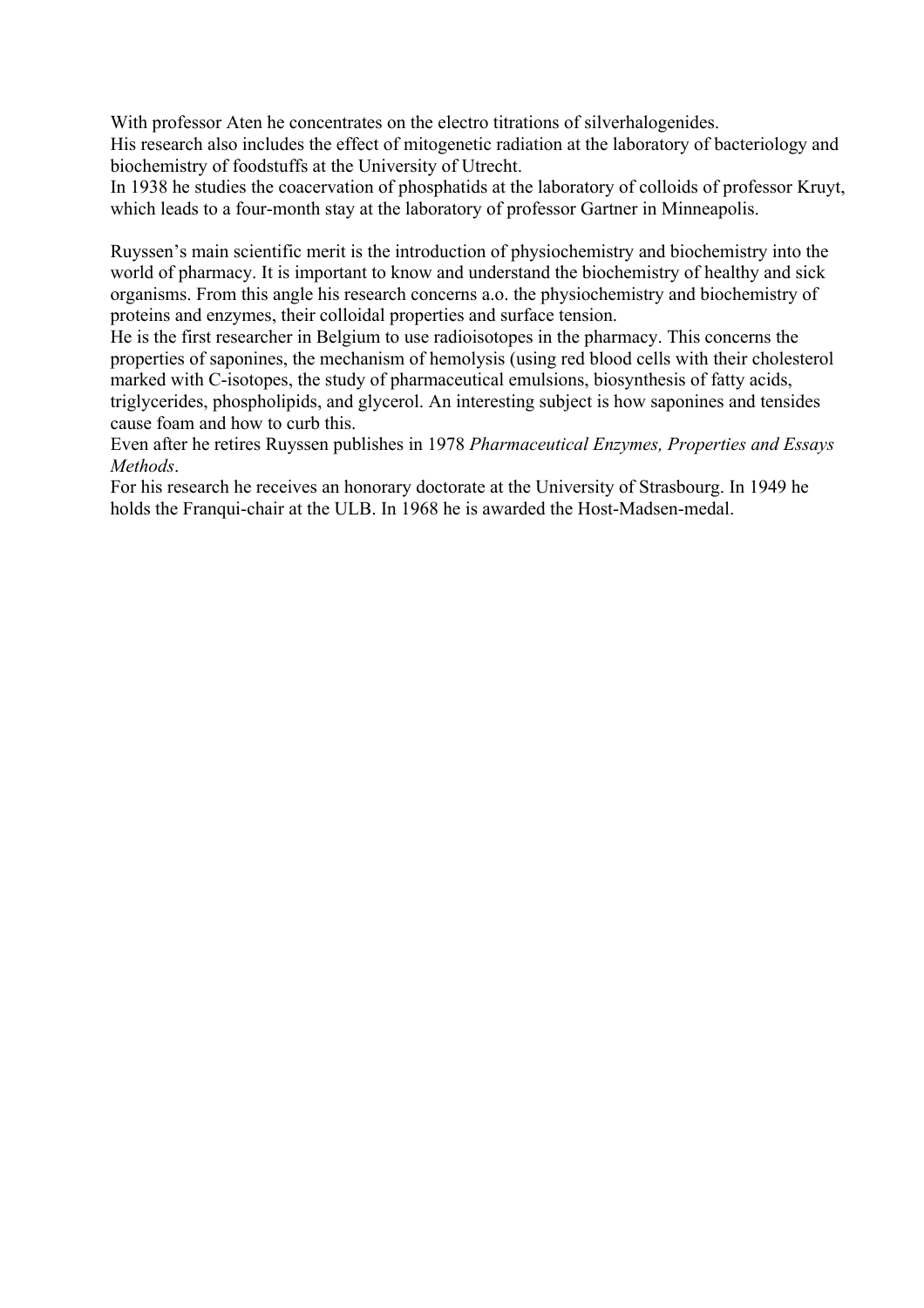With professor Aten he concentrates on the electro titrations of silverhalogenides.
His research also includes the effect of mitogenetic radiation at the laboratory of bacteriology and biochemistry of foodstuffs at the University of Utrecht.
In 1938 he studies the coacervation of phosphatids at the laboratory of colloids of professor Kruyt, which leads to a four-month stay at the laboratory of professor Gartner in Minneapolis.

Ruyssen's main scientific merit is the introduction of physiochemistry and biochemistry into the world of pharmacy. It is important to know and understand the biochemistry of healthy and sick organisms. From this angle his research concerns a.o. the physiochemistry and biochemistry of proteins and enzymes, their colloidal properties and surface tension.
He is the first researcher in Belgium to use radioisotopes in the pharmacy. This concerns the properties of saponines, the mechanism of hemolysis (using red blood cells with their cholesterol marked with C-isotopes, the study of pharmaceutical emulsions, biosynthesis of fatty acids, triglycerides, phospholipids, and glycerol. An interesting subject is how saponines and tensides cause foam and how to curb this.
Even after he retires Ruyssen publishes in 1978 *Pharmaceutical Enzymes, Properties and Essays Methods*.
For his research he receives an honorary doctorate at the University of Strasbourg. In 1949 he holds the Franqui-chair at the ULB. In 1968 he is awarded the Host-Madsen-medal.